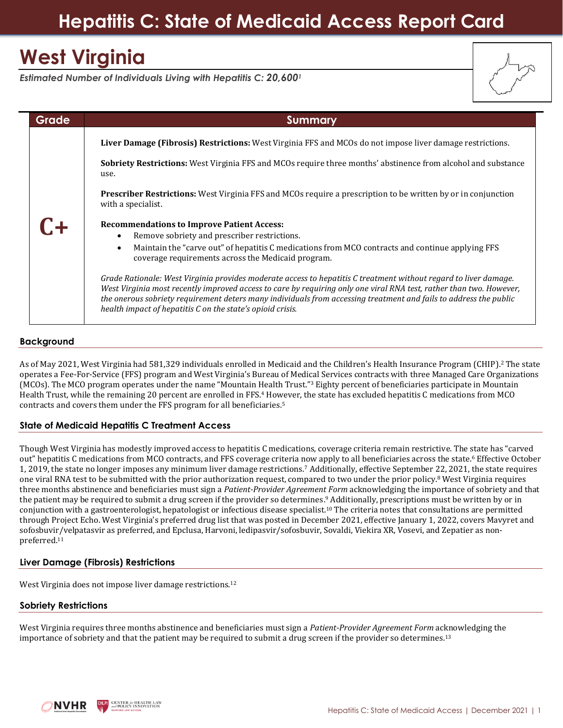# Hepatitis C: State of Medicaid Access Report Card

## West Virginia

*Estimated Number of Individuals Living with Hepatitis C: **20,600**[1]*

| Grade | Summary |
|---|---|
| **C+** | **Liver Damage (Fibrosis) Restrictions:** West Virginia FFS and MCOs do not impose liver damage restrictions.<br><br>**Sobriety Restrictions:** West Virginia FFS and MCOs require three months' abstinence from alcohol and substance use.<br><br>**Prescriber Restrictions:** West Virginia FFS and MCOs require a prescription to be written by or in conjunction with a specialist.<br><br>**Recommendations to Improve Patient Access:**<br>• Remove sobriety and prescriber restrictions.<br>• Maintain the "carve out" of hepatitis C medications from MCO contracts and continue applying FFS coverage requirements across the Medicaid program.<br><br>*Grade Rationale: West Virginia provides moderate access to hepatitis C treatment without regard to liver damage. West Virginia most recently improved access to care by requiring only one viral RNA test, rather than two. However, the onerous sobriety requirement deters many individuals from accessing treatment and fails to address the public health impact of hepatitis C on the state's opioid crisis.* |

### Background

As of May 2021, West Virginia had 581,329 individuals enrolled in Medicaid and the Children's Health Insurance Program (CHIP).[2] The state operates a Fee-For-Service (FFS) program and West Virginia's Bureau of Medical Services contracts with three Managed Care Organizations (MCOs). The MCO program operates under the name "Mountain Health Trust."[3] Eighty percent of beneficiaries participate in Mountain Health Trust, while the remaining 20 percent are enrolled in FFS.[4] However, the state has excluded hepatitis C medications from MCO contracts and covers them under the FFS program for all beneficiaries.[5]

### State of Medicaid Hepatitis C Treatment Access

Though West Virginia has modestly improved access to hepatitis C medications, coverage criteria remain restrictive. The state has "carved out" hepatitis C medications from MCO contracts, and FFS coverage criteria now apply to all beneficiaries across the state.[6] Effective October 1, 2019, the state no longer imposes any minimum liver damage restrictions.[7] Additionally, effective September 22, 2021, the state requires one viral RNA test to be submitted with the prior authorization request, compared to two under the prior policy.[8] West Virginia requires three months abstinence and beneficiaries must sign a *Patient-Provider Agreement Form* acknowledging the importance of sobriety and that the patient may be required to submit a drug screen if the provider so determines.[9] Additionally, prescriptions must be written by or in conjunction with a gastroenterologist, hepatologist or infectious disease specialist.[10] The criteria notes that consultations are permitted through Project Echo. West Virginia's preferred drug list that was posted in December 2021, effective January 1, 2022, covers Mavyret and sofosbuvir/velpatasvir as preferred, and Epclusa, Harvoni, ledipasvir/sofosbuvir, Sovaldi, Viekira XR, Vosevi, and Zepatier as non-preferred.[11]

### Liver Damage (Fibrosis) Restrictions

West Virginia does not impose liver damage restrictions.[12]

### Sobriety Restrictions

West Virginia requires three months abstinence and beneficiaries must sign a *Patient-Provider Agreement Form* acknowledging the importance of sobriety and that the patient may be required to submit a drug screen if the provider so determines.[13]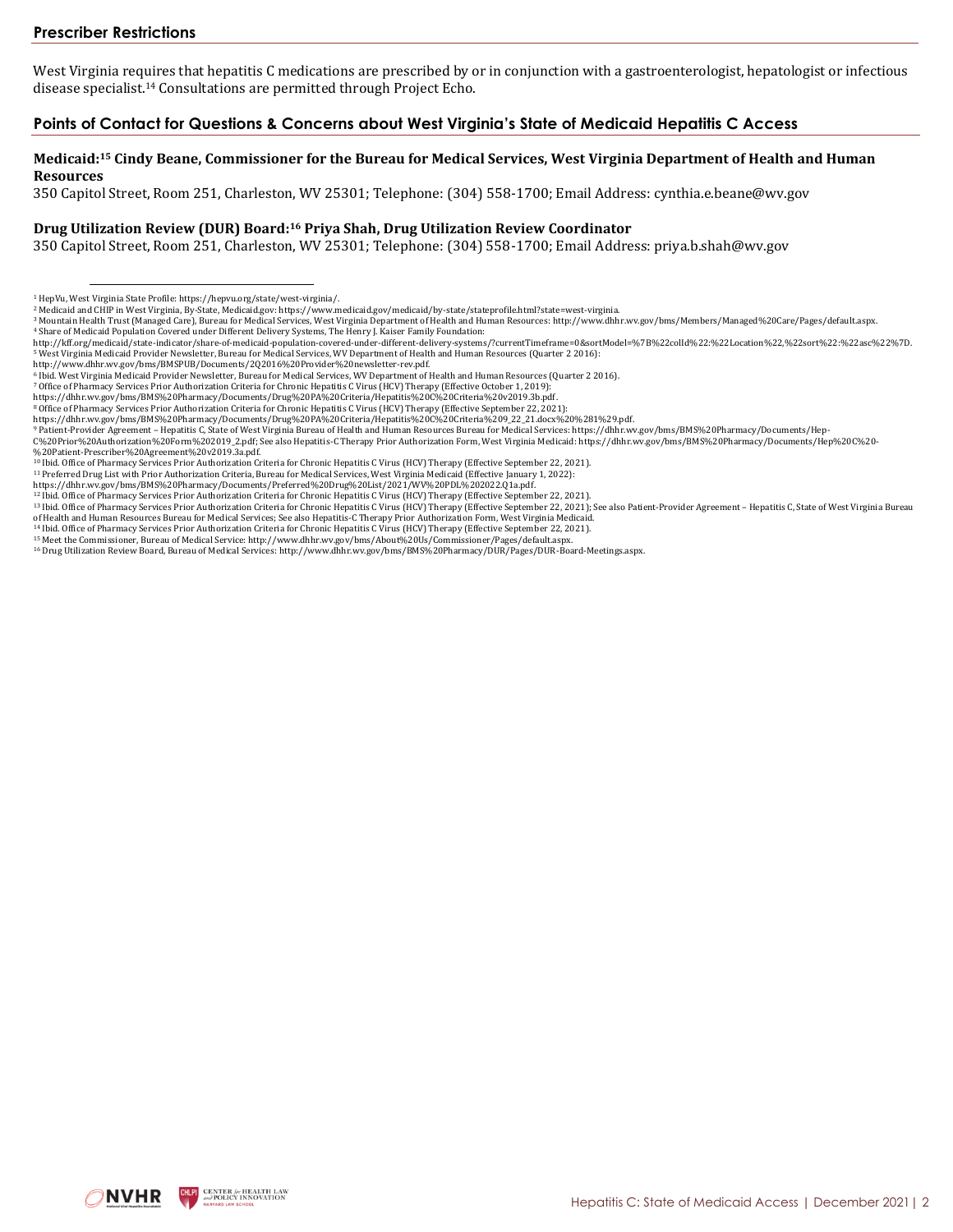## Prescriber Restrictions

West Virginia requires that hepatitis C medications are prescribed by or in conjunction with a gastroenterologist, hepatologist or infectious disease specialist.[14] Consultations are permitted through Project Echo.

## Points of Contact for Questions & Concerns about West Virginia's State of Medicaid Hepatitis C Access

**Medicaid:[15] Cindy Beane, Commissioner for the Bureau for Medical Services, West Virginia Department of Health and Human Resources**

350 Capitol Street, Room 251, Charleston, WV 25301; Telephone: (304) 558-1700; Email Address: cynthia.e.beane@wv.gov

**Drug Utilization Review (DUR) Board:[16] Priya Shah, Drug Utilization Review Coordinator**

350 Capitol Street, Room 251, Charleston, WV 25301; Telephone: (304) 558-1700; Email Address: priya.b.shah@wv.gov

---

[1] HepVu, West Virginia State Profile: https://hepvu.org/state/west-virginia/.

[2] Medicaid and CHIP in West Virginia, By-State, Medicaid.gov: https://www.medicaid.gov/medicaid/by-state/stateprofile.html?state=west-virginia.

[3] Mountain Health Trust (Managed Care), Bureau for Medical Services, West Virginia Department of Health and Human Resources: http://www.dhhr.wv.gov/bms/Members/Managed%20Care/Pages/default.aspx.

[4] Share of Medicaid Population Covered under Different Delivery Systems, The Henry J. Kaiser Family Foundation: http://kff.org/medicaid/state-indicator/share-of-medicaid-population-covered-under-different-delivery-systems/?currentTimeframe=0&sortModel=%7B%22colId%22:%22Location%22,%22sort%22:%22asc%22%7D.

[5] West Virginia Medicaid Provider Newsletter, Bureau for Medical Services, WV Department of Health and Human Resources (Quarter 2 2016): http://www.dhhr.wv.gov/bms/BMSPUB/Documents/2Q2016%20Provider%20newsletter-rev.pdf.

[6] Ibid. West Virginia Medicaid Provider Newsletter, Bureau for Medical Services, WV Department of Health and Human Resources (Quarter 2 2016).

[7] Office of Pharmacy Services Prior Authorization Criteria for Chronic Hepatitis C Virus (HCV) Therapy (Effective October 1, 2019): https://dhhr.wv.gov/bms/BMS%20Pharmacy/Documents/Drug%20PA%20Criteria/Hepatitis%20C%20Criteria%20v2019.3b.pdf.

[8] Office of Pharmacy Services Prior Authorization Criteria for Chronic Hepatitis C Virus (HCV) Therapy (Effective September 22, 2021): https://dhhr.wv.gov/bms/BMS%20Pharmacy/Documents/Drug%20PA%20Criteria/Hepatitis%20C%20Criteria%209_22_21.docx%20%281%29.pdf.

[9] Patient-Provider Agreement – Hepatitis C, State of West Virginia Bureau of Health and Human Resources Bureau for Medical Services: https://dhhr.wv.gov/bms/BMS%20Pharmacy/Documents/Hep-C%20Prior%20Authorization%20Form%202019_2.pdf; See also Hepatitis-C Therapy Prior Authorization Form, West Virginia Medicaid: https://dhhr.wv.gov/bms/BMS%20Pharmacy/Documents/Hep%20C%20-%20Patient-Prescriber%20Agreement%20v2019.3a.pdf.

[10] Ibid. Office of Pharmacy Services Prior Authorization Criteria for Chronic Hepatitis C Virus (HCV) Therapy (Effective September 22, 2021).

[11] Preferred Drug List with Prior Authorization Criteria, Bureau for Medical Services, West Virginia Medicaid (Effective January 1, 2022): https://dhhr.wv.gov/bms/BMS%20Pharmacy/Documents/Preferred%20Drug%20List/2021/WV%20PDL%202022.Q1a.pdf.

[12] Ibid. Office of Pharmacy Services Prior Authorization Criteria for Chronic Hepatitis C Virus (HCV) Therapy (Effective September 22, 2021).

[13] Ibid. Office of Pharmacy Services Prior Authorization Criteria for Chronic Hepatitis C Virus (HCV) Therapy (Effective September 22, 2021); See also Patient-Provider Agreement – Hepatitis C, State of West Virginia Bureau of Health and Human Resources Bureau for Medical Services; See also Hepatitis-C Therapy Prior Authorization Form, West Virginia Medicaid.

[14] Ibid. Office of Pharmacy Services Prior Authorization Criteria for Chronic Hepatitis C Virus (HCV) Therapy (Effective September 22, 2021).

[15] Meet the Commissioner, Bureau of Medical Service: http://www.dhhr.wv.gov/bms/About%20Us/Commissioner/Pages/default.aspx.

[16] Drug Utilization Review Board, Bureau of Medical Services: http://www.dhhr.wv.gov/bms/BMS%20Pharmacy/DUR/Pages/DUR-Board-Meetings.aspx.